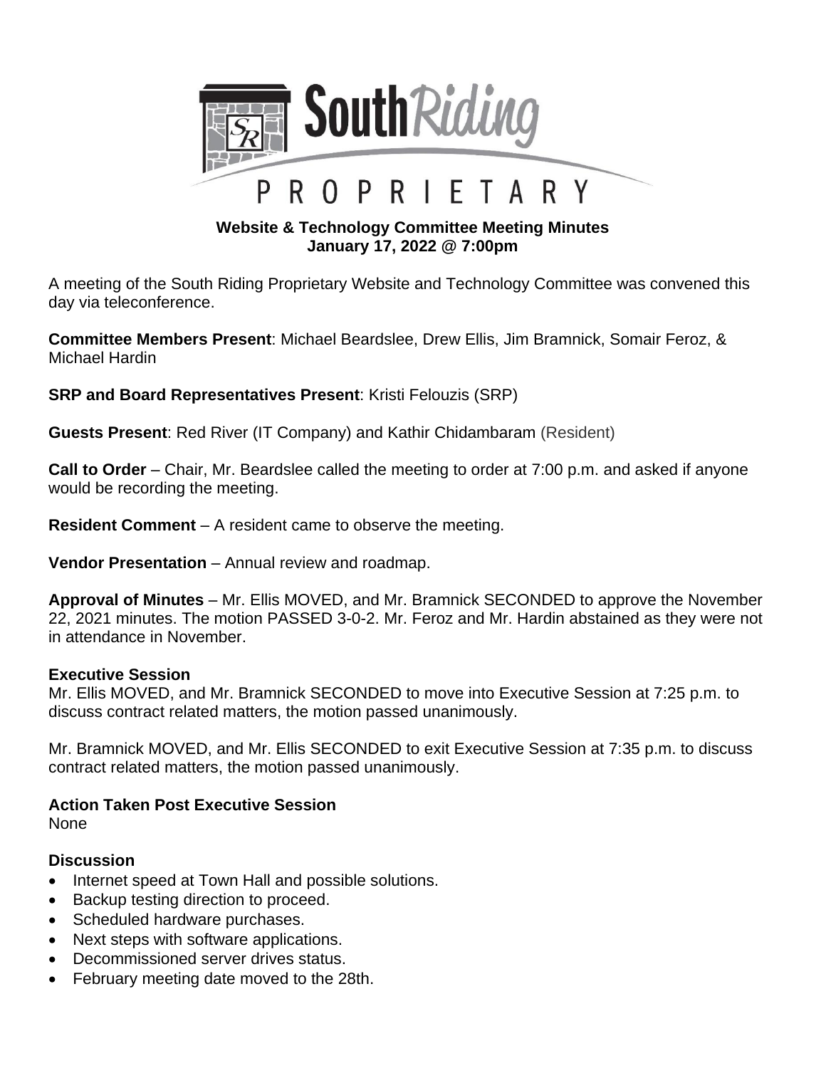# South Riding Proprietary

## Website & Technology Committee Meeting Minutes
## January 17, 2022 @ 7:00pm

A meeting of the South Riding Proprietary Website and Technology Committee was convened this day via teleconference.

**Committee Members Present**: Michael Beardslee, Drew Ellis, Jim Bramnick, Somair Feroz, & Michael Hardin

**SRP and Board Representatives Present**: Kristi Felouzis (SRP)

**Guests Present**: Red River (IT Company) and Kathir Chidambaram (Resident)

**Call to Order** – Chair, Mr. Beardslee called the meeting to order at 7:00 p.m. and asked if anyone would be recording the meeting.

**Resident Comment** – A resident came to observe the meeting.

**Vendor Presentation** – Annual review and roadmap.

**Approval of Minutes** – Mr. Ellis MOVED, and Mr. Bramnick SECONDED to approve the November 22, 2021 minutes. The motion PASSED 3-0-2. Mr. Feroz and Mr. Hardin abstained as they were not in attendance in November.

### Executive Session

Mr. Ellis MOVED, and Mr. Bramnick SECONDED to move into Executive Session at 7:25 p.m. to discuss contract related matters, the motion passed unanimously.

Mr. Bramnick MOVED, and Mr. Ellis SECONDED to exit Executive Session at 7:35 p.m. to discuss contract related matters, the motion passed unanimously.

### Action Taken Post Executive Session

None

### Discussion

- Internet speed at Town Hall and possible solutions.
- Backup testing direction to proceed.
- Scheduled hardware purchases.
- Next steps with software applications.
- Decommissioned server drives status.
- February meeting date moved to the 28th.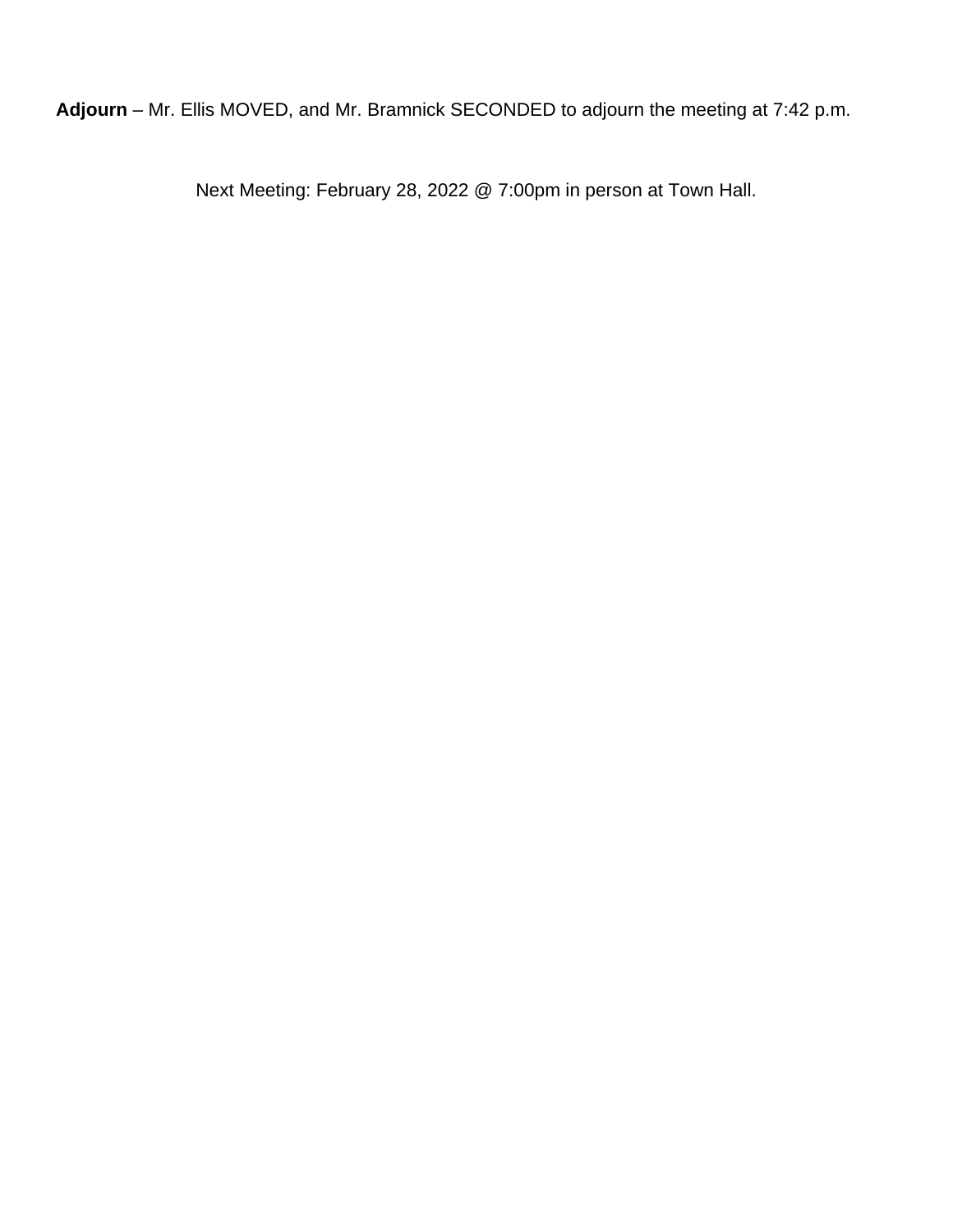**Adjourn** – Mr. Ellis MOVED, and Mr. Bramnick SECONDED to adjourn the meeting at 7:42 p.m.

Next Meeting: February 28, 2022 @ 7:00pm in person at Town Hall.